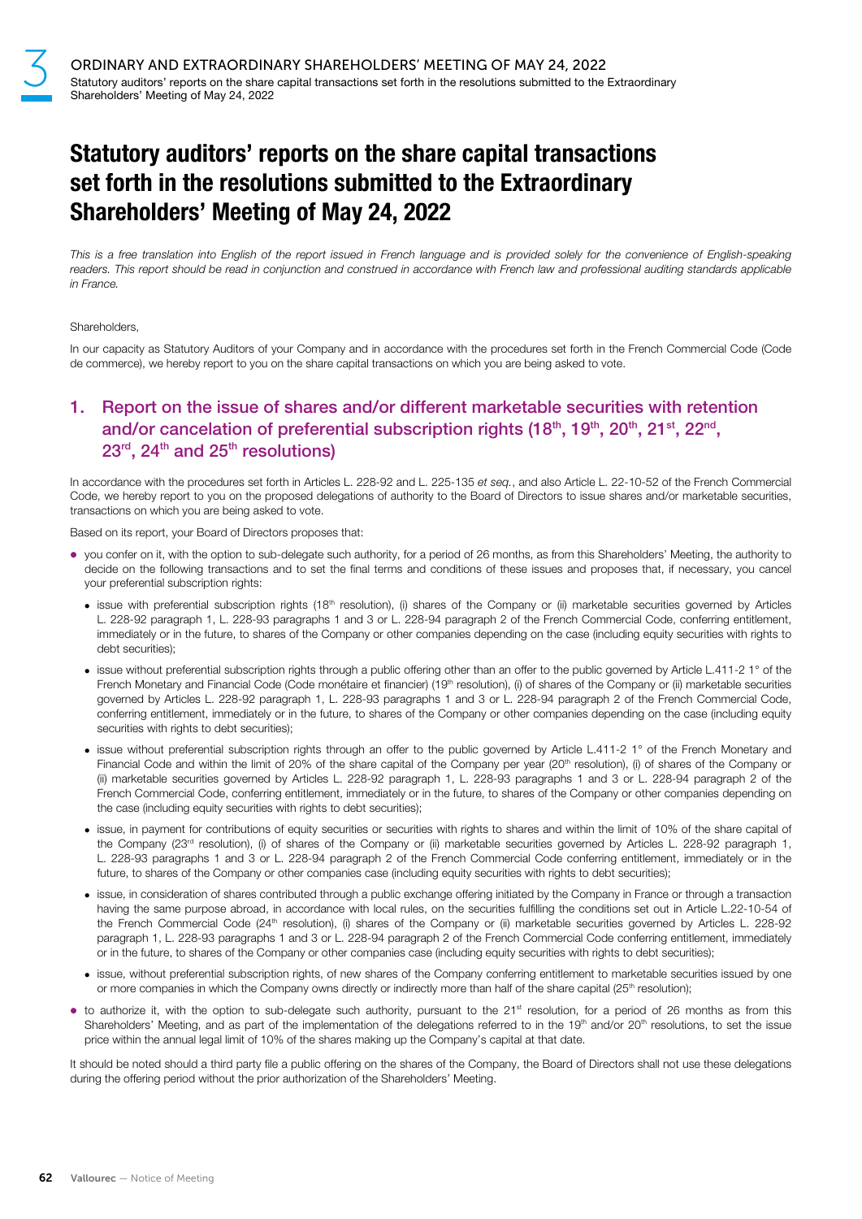# Statutory auditors' reports on the share capital transactions set forth in the resolutions submitted to the Extraordinary Shareholders' Meeting of May 24, 2022

*This is a free translation into English of the report issued in French language and is provided solely for the convenience of English-speaking readers. This report should be read in conjunction and construed in accordance with French law and professional auditing standards applicable in France.*

Shareholders,

In our capacity as Statutory Auditors of your Company and in accordance with the procedures set forth in the French Commercial Code (Code de commerce), we hereby report to you on the share capital transactions on which you are being asked to vote.

## 1. Report on the issue of shares and/or different marketable securities with retention and/or cancelation of preferential subscription rights (18th, 19th, 20th, 21st, 22nd, 23rd, 24th and 25th resolutions)

In accordance with the procedures set forth in Articles L. 228-92 and L. 225-135 *et seq.*, and also Article L. 22-10-52 of the French Commercial Code, we hereby report to you on the proposed delegations of authority to the Board of Directors to issue shares and/or marketable securities, transactions on which you are being asked to vote.

Based on its report, your Board of Directors proposes that:

- you confer on it, with the option to sub-delegate such authority, for a period of 26 months, as from this Shareholders' Meeting, the authority to decide on the following transactions and to set the final terms and conditions of these issues and proposes that, if necessary, you cancel your preferential subscription rights:
  - issue with preferential subscription rights (18th resolution), (i) shares of the Company or (ii) marketable securities governed by Articles L. 228-92 paragraph 1, L. 228-93 paragraphs 1 and 3 or L. 228-94 paragraph 2 of the French Commercial Code, conferring entitlement, immediately or in the future, to shares of the Company or other companies depending on the case (including equity securities with rights to debt securities);
  - issue without preferential subscription rights through a public offering other than an offer to the public governed by Article L.411-2 1° of the French Monetary and Financial Code (Code monétaire et financier) (19th resolution), (i) of shares of the Company or (ii) marketable securities governed by Articles L. 228-92 paragraph 1, L. 228-93 paragraphs 1 and 3 or L. 228-94 paragraph 2 of the French Commercial Code, conferring entitlement, immediately or in the future, to shares of the Company or other companies depending on the case (including equity securities with rights to debt securities);
  - issue without preferential subscription rights through an offer to the public governed by Article L.411-2 1° of the French Monetary and Financial Code and within the limit of 20% of the share capital of the Company per year (20th resolution), (i) of shares of the Company or (ii) marketable securities governed by Articles L. 228-92 paragraph 1, L. 228-93 paragraphs 1 and 3 or L. 228-94 paragraph 2 of the French Commercial Code, conferring entitlement, immediately or in the future, to shares of the Company or other companies depending on the case (including equity securities with rights to debt securities);
  - issue, in payment for contributions of equity securities or securities with rights to shares and within the limit of 10% of the share capital of the Company (23rd resolution), (i) of shares of the Company or (ii) marketable securities governed by Articles L. 228-92 paragraph 1, L. 228-93 paragraphs 1 and 3 or L. 228-94 paragraph 2 of the French Commercial Code conferring entitlement, immediately or in the future, to shares of the Company or other companies case (including equity securities with rights to debt securities);
  - issue, in consideration of shares contributed through a public exchange offering initiated by the Company in France or through a transaction having the same purpose abroad, in accordance with local rules, on the securities fulfilling the conditions set out in Article L.22-10-54 of the French Commercial Code (24th resolution), (i) shares of the Company or (ii) marketable securities governed by Articles L. 228-92 paragraph 1, L. 228-93 paragraphs 1 and 3 or L. 228-94 paragraph 2 of the French Commercial Code conferring entitlement, immediately or in the future, to shares of the Company or other companies case (including equity securities with rights to debt securities);
  - issue, without preferential subscription rights, of new shares of the Company conferring entitlement to marketable securities issued by one or more companies in which the Company owns directly or indirectly more than half of the share capital (25th resolution);
- to authorize it, with the option to sub-delegate such authority, pursuant to the 21st resolution, for a period of 26 months as from this Shareholders' Meeting, and as part of the implementation of the delegations referred to in the 19th and/or 20th resolutions, to set the issue price within the annual legal limit of 10% of the shares making up the Company's capital at that date.

It should be noted should a third party file a public offering on the shares of the Company, the Board of Directors shall not use these delegations during the offering period without the prior authorization of the Shareholders' Meeting.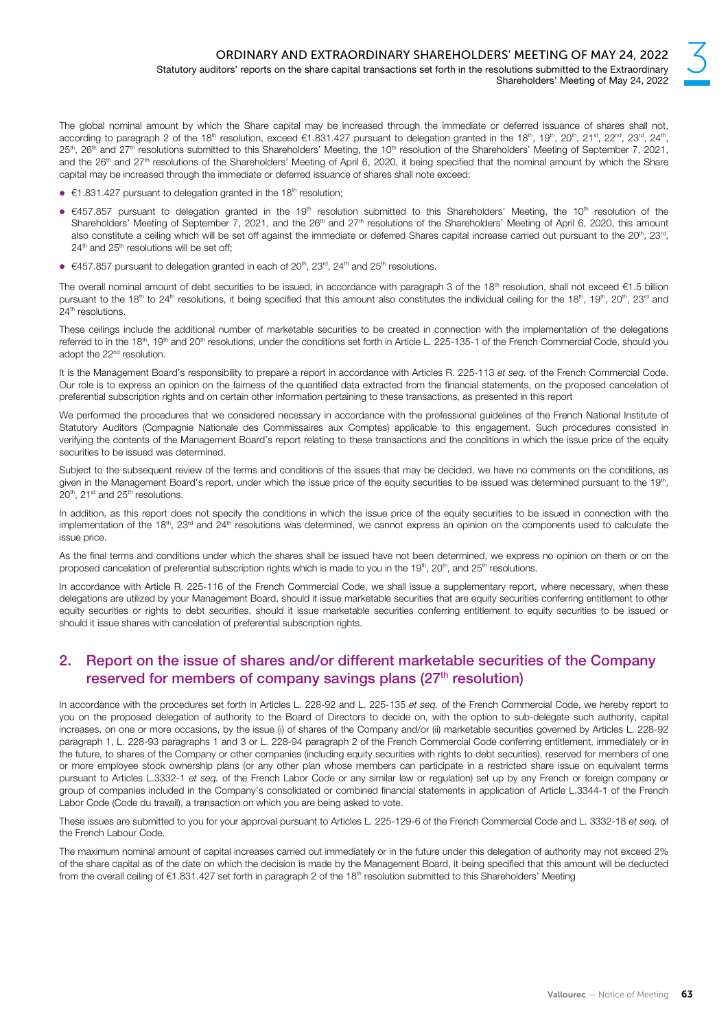The global nominal amount by which the Share capital may be increased through the immediate or deferred issuance of shares shall not, according to paragraph 2 of the 18th resolution, exceed €1.831.427 pursuant to delegation granted in the 18th, 19th, 20th, 21st, 22nd, 23rd, 24th, 25th, 26th and 27th resolutions submitted to this Shareholders' Meeting, the 10th resolution of the Shareholders' Meeting of September 7, 2021, and the 26th and 27th resolutions of the Shareholders' Meeting of April 6, 2020, it being specified that the nominal amount by which the Share capital may be increased through the immediate or deferred issuance of shares shall note exceed:

- €1.831.427 pursuant to delegation granted in the 18th resolution;
- €457.857 pursuant to delegation granted in the 19th resolution submitted to this Shareholders' Meeting, the 10th resolution of the Shareholders' Meeting of September 7, 2021, and the 26th and 27th resolutions of the Shareholders' Meeting of April 6, 2020, this amount also constitute a ceiling which will be set off against the immediate or deferred Shares capital increase carried out pursuant to the 20th, 23rd, 24th and 25th resolutions will be set off;
- €457.857 pursuant to delegation granted in each of 20th, 23rd, 24th and 25th resolutions.

The overall nominal amount of debt securities to be issued, in accordance with paragraph 3 of the 18th resolution, shall not exceed €1.5 billion pursuant to the 18th to 24th resolutions, it being specified that this amount also constitutes the individual ceiling for the 18th, 19th, 20th, 23rd and 24th resolutions.

These ceilings include the additional number of marketable securities to be created in connection with the implementation of the delegations referred to in the 18th, 19th and 20th resolutions, under the conditions set forth in Article L. 225-135-1 of the French Commercial Code, should you adopt the 22nd resolution.

It is the Management Board's responsibility to prepare a report in accordance with Articles R. 225-113 *et seq.* of the French Commercial Code. Our role is to express an opinion on the fairness of the quantified data extracted from the financial statements, on the proposed cancelation of preferential subscription rights and on certain other information pertaining to these transactions, as presented in this report

We performed the procedures that we considered necessary in accordance with the professional guidelines of the French National Institute of Statutory Auditors (Compagnie Nationale des Commissaires aux Comptes) applicable to this engagement. Such procedures consisted in verifying the contents of the Management Board's report relating to these transactions and the conditions in which the issue price of the equity securities to be issued was determined.

Subject to the subsequent review of the terms and conditions of the issues that may be decided, we have no comments on the conditions, as given in the Management Board's report, under which the issue price of the equity securities to be issued was determined pursuant to the 19th, 20th, 21st and 25th resolutions.

In addition, as this report does not specify the conditions in which the issue price of the equity securities to be issued in connection with the implementation of the 18th, 23rd and 24th resolutions was determined, we cannot express an opinion on the components used to calculate the issue price.

As the final terms and conditions under which the shares shall be issued have not been determined, we express no opinion on them or on the proposed cancelation of preferential subscription rights which is made to you in the 19th, 20th, and 25th resolutions.

In accordance with Article R. 225-116 of the French Commercial Code, we shall issue a supplementary report, where necessary, when these delegations are utilized by your Management Board, should it issue marketable securities that are equity securities conferring entitlement to other equity securities or rights to debt securities, should it issue marketable securities conferring entitlement to equity securities to be issued or should it issue shares with cancelation of preferential subscription rights.

## 2. Report on the issue of shares and/or different marketable securities of the Company reserved for members of company savings plans (27th resolution)

In accordance with the procedures set forth in Articles L. 228-92 and L. 225-135 *et seq.* of the French Commercial Code, we hereby report to you on the proposed delegation of authority to the Board of Directors to decide on, with the option to sub-delegate such authority, capital increases, on one or more occasions, by the issue (i) of shares of the Company and/or (ii) marketable securities governed by Articles L. 228-92 paragraph 1, L. 228-93 paragraphs 1 and 3 or L. 228-94 paragraph 2 of the French Commercial Code conferring entitlement, immediately or in the future, to shares of the Company or other companies (including equity securities with rights to debt securities), reserved for members of one or more employee stock ownership plans (or any other plan whose members can participate in a restricted share issue on equivalent terms pursuant to Articles L.3332-1 *et seq.* of the French Labor Code or any similar law or regulation) set up by any French or foreign company or group of companies included in the Company's consolidated or combined financial statements in application of Article L.3344-1 of the French Labor Code (Code du travail), a transaction on which you are being asked to vote.

These issues are submitted to you for your approval pursuant to Articles L. 225-129-6 of the French Commercial Code and L. 3332-18 *et seq.* of the French Labour Code.

The maximum nominal amount of capital increases carried out immediately or in the future under this delegation of authority may not exceed 2% of the share capital as of the date on which the decision is made by the Management Board, it being specified that this amount will be deducted from the overall ceiling of €1.831.427 set forth in paragraph 2 of the 18th resolution submitted to this Shareholders' Meeting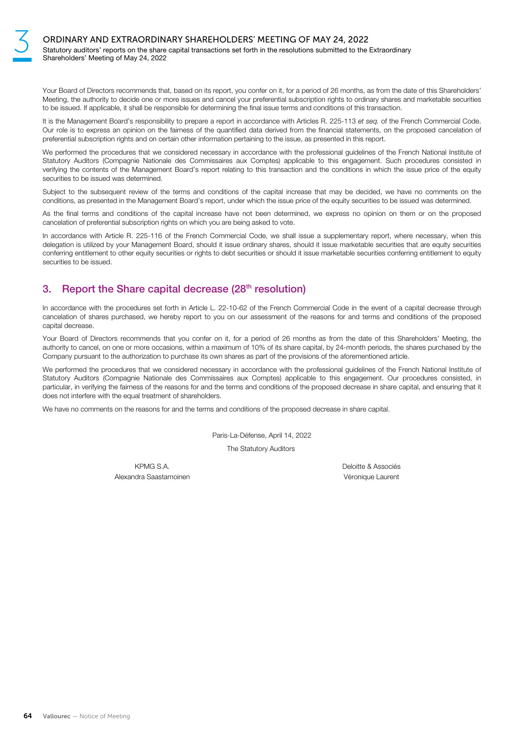Your Board of Directors recommends that, based on its report, you confer on it, for a period of 26 months, as from the date of this Shareholders' Meeting, the authority to decide one or more issues and cancel your preferential subscription rights to ordinary shares and marketable securities to be issued. If applicable, it shall be responsible for determining the final issue terms and conditions of this transaction.

It is the Management Board's responsibility to prepare a report in accordance with Articles R. 225-113 *et seq.* of the French Commercial Code. Our role is to express an opinion on the fairness of the quantified data derived from the financial statements, on the proposed cancelation of preferential subscription rights and on certain other information pertaining to the issue, as presented in this report.

We performed the procedures that we considered necessary in accordance with the professional guidelines of the French National Institute of Statutory Auditors (Compagnie Nationale des Commissaires aux Comptes) applicable to this engagement. Such procedures consisted in verifying the contents of the Management Board's report relating to this transaction and the conditions in which the issue price of the equity securities to be issued was determined.

Subject to the subsequent review of the terms and conditions of the capital increase that may be decided, we have no comments on the conditions, as presented in the Management Board's report, under which the issue price of the equity securities to be issued was determined.

As the final terms and conditions of the capital increase have not been determined, we express no opinion on them or on the proposed cancelation of preferential subscription rights on which you are being asked to vote.

In accordance with Article R. 225-116 of the French Commercial Code, we shall issue a supplementary report, where necessary, when this delegation is utilized by your Management Board, should it issue ordinary shares, should it issue marketable securities that are equity securities conferring entitlement to other equity securities or rights to debt securities or should it issue marketable securities conferring entitlement to equity securities to be issued.

## 3. Report the Share capital decrease (28th resolution)

In accordance with the procedures set forth in Article L. 22-10-62 of the French Commercial Code in the event of a capital decrease through cancelation of shares purchased, we hereby report to you on our assessment of the reasons for and terms and conditions of the proposed capital decrease.

Your Board of Directors recommends that you confer on it, for a period of 26 months as from the date of this Shareholders' Meeting, the authority to cancel, on one or more occasions, within a maximum of 10% of its share capital, by 24-month periods, the shares purchased by the Company pursuant to the authorization to purchase its own shares as part of the provisions of the aforementioned article.

We performed the procedures that we considered necessary in accordance with the professional guidelines of the French National Institute of Statutory Auditors (Compagnie Nationale des Commissaires aux Comptes) applicable to this engagement. Our procedures consisted, in particular, in verifying the fairness of the reasons for and the terms and conditions of the proposed decrease in share capital, and ensuring that it does not interfere with the equal treatment of shareholders.

We have no comments on the reasons for and the terms and conditions of the proposed decrease in share capital.

Paris-La-Défense, April 14, 2022

The Statutory Auditors

| | |
|---|---|
| KPMG S.A. | Deloitte & Associés |
| Alexandra Saastamoinen | Véronique Laurent |